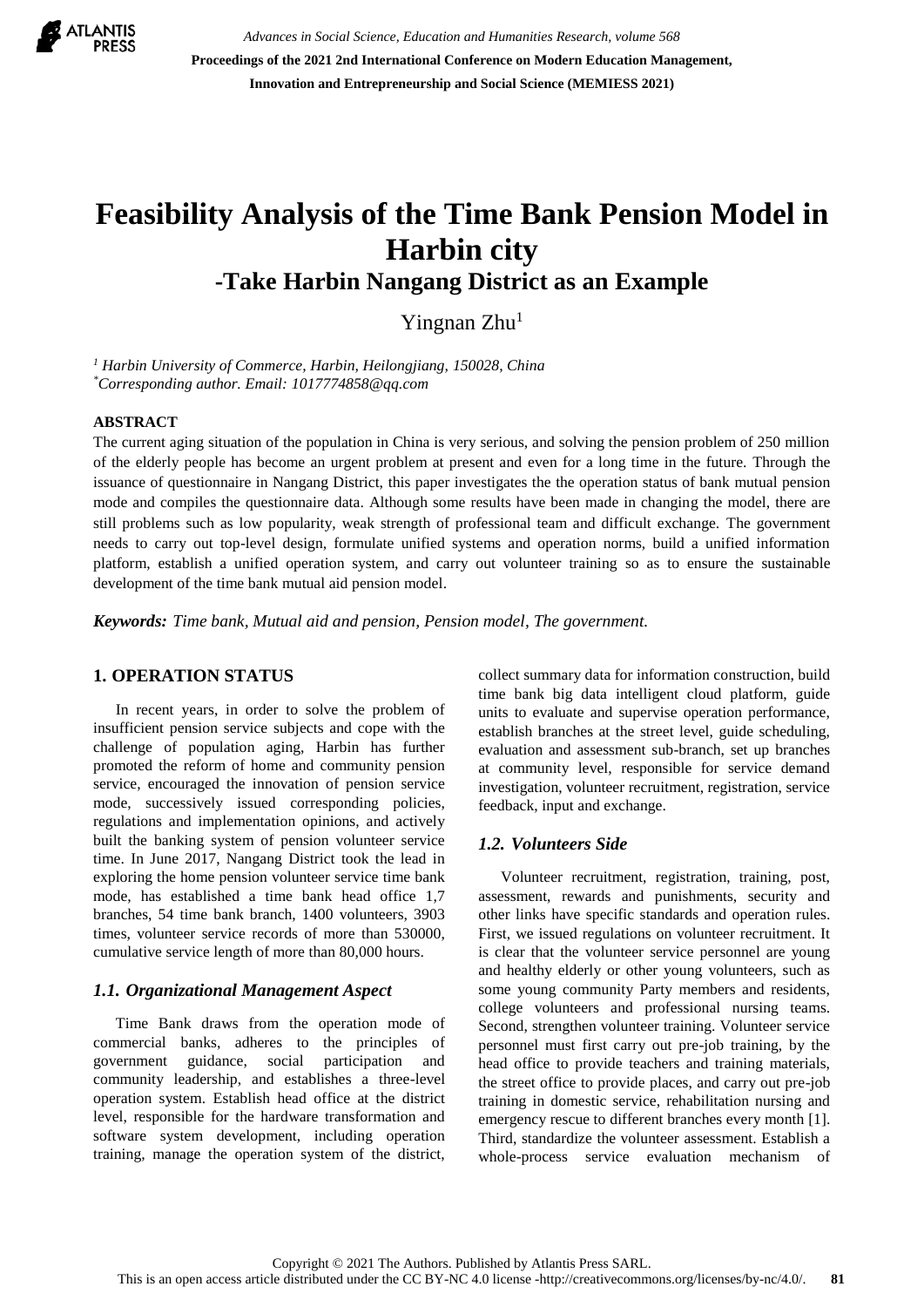# Feasibility Analysis of the Time Bank Pension Model in Harbin city

## -Take Harbin Nangang District as an Example

Yingnan Zhu[1]

[1] *Harbin University of Commerce, Harbin, Heilongjiang, 150028, China*
[*]*Corresponding author. Email: 1017774858@qq.com*

**ABSTRACT**

The current aging situation of the population in China is very serious, and solving the pension problem of 250 million of the elderly people has become an urgent problem at present and even for a long time in the future. Through the issuance of questionnaire in Nangang District, this paper investigates the the operation status of bank mutual pension mode and compiles the questionnaire data. Although some results have been made in changing the model, there are still problems such as low popularity, weak strength of professional team and difficult exchange. The government needs to carry out top-level design, formulate unified systems and operation norms, build a unified information platform, establish a unified operation system, and carry out volunteer training so as to ensure the sustainable development of the time bank mutual aid pension model.

***Keywords:*** *Time bank, Mutual aid and pension, Pension model, The government.*

## 1. OPERATION STATUS

In recent years, in order to solve the problem of insufficient pension service subjects and cope with the challenge of population aging, Harbin has further promoted the reform of home and community pension service, encouraged the innovation of pension service mode, successively issued corresponding policies, regulations and implementation opinions, and actively built the banking system of pension volunteer service time. In June 2017, Nangang District took the lead in exploring the home pension volunteer service time bank mode, has established a time bank head office 1,7 branches, 54 time bank branch, 1400 volunteers, 3903 times, volunteer service records of more than 530000, cumulative service length of more than 80,000 hours.

### *1.1. Organizational Management Aspect*

Time Bank draws from the operation mode of commercial banks, adheres to the principles of government guidance, social participation and community leadership, and establishes a three-level operation system. Establish head office at the district level, responsible for the hardware transformation and software system development, including operation training, manage the operation system of the district, collect summary data for information construction, build time bank big data intelligent cloud platform, guide units to evaluate and supervise operation performance, establish branches at the street level, guide scheduling, evaluation and assessment sub-branch, set up branches at community level, responsible for service demand investigation, volunteer recruitment, registration, service feedback, input and exchange.

### *1.2. Volunteers Side*

Volunteer recruitment, registration, training, post, assessment, rewards and punishments, security and other links have specific standards and operation rules. First, we issued regulations on volunteer recruitment. It is clear that the volunteer service personnel are young and healthy elderly or other young volunteers, such as some young community Party members and residents, college volunteers and professional nursing teams. Second, strengthen volunteer training. Volunteer service personnel must first carry out pre-job training, by the head office to provide teachers and training materials, the street office to provide places, and carry out pre-job training in domestic service, rehabilitation nursing and emergency rescue to different branches every month [1]. Third, standardize the volunteer assessment. Establish a whole-process service evaluation mechanism of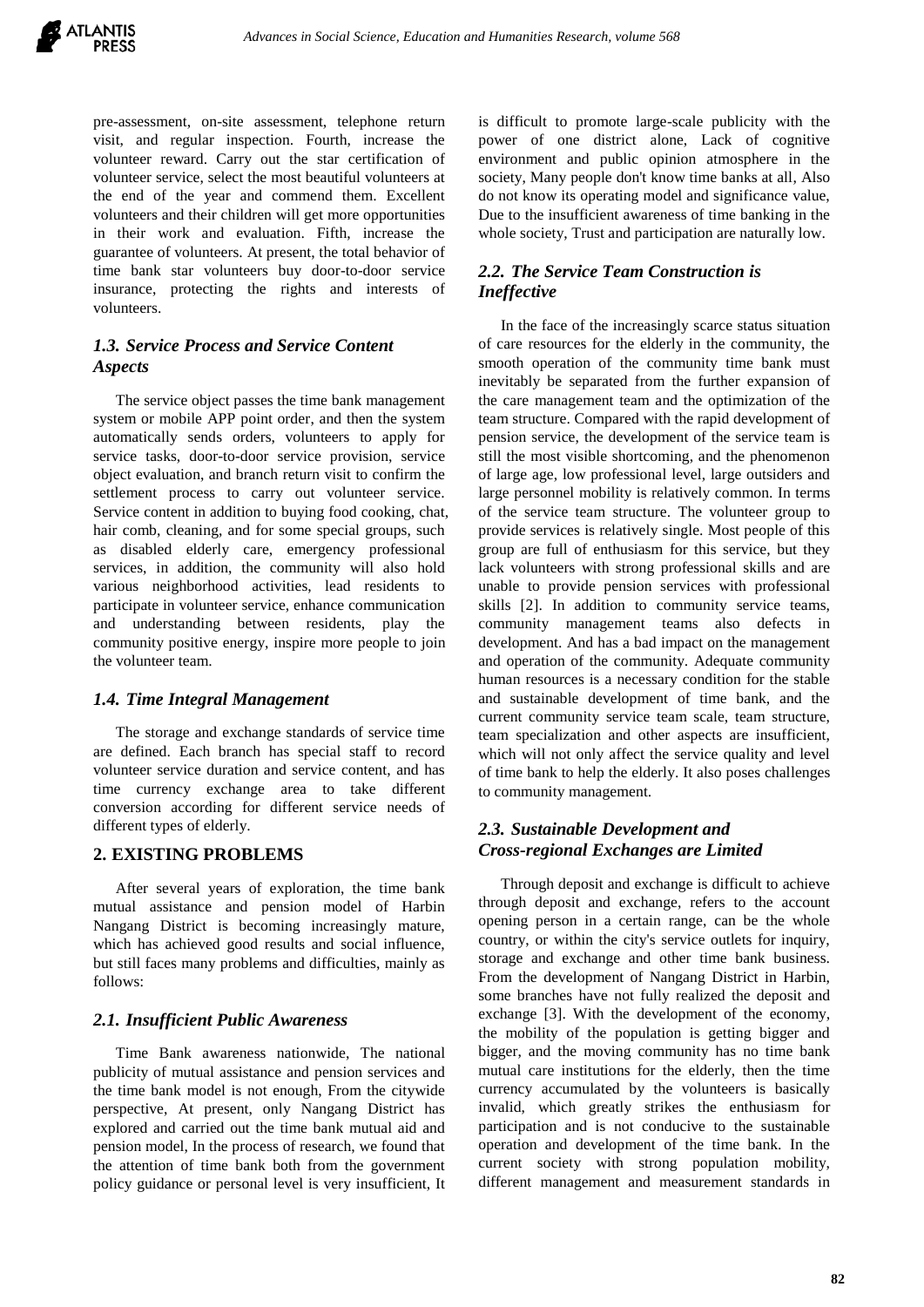pre-assessment, on-site assessment, telephone return visit, and regular inspection. Fourth, increase the volunteer reward. Carry out the star certification of volunteer service, select the most beautiful volunteers at the end of the year and commend them. Excellent volunteers and their children will get more opportunities in their work and evaluation. Fifth, increase the guarantee of volunteers. At present, the total behavior of time bank star volunteers buy door-to-door service insurance, protecting the rights and interests of volunteers.

### *1.3. Service Process and Service Content Aspects*

The service object passes the time bank management system or mobile APP point order, and then the system automatically sends orders, volunteers to apply for service tasks, door-to-door service provision, service object evaluation, and branch return visit to confirm the settlement process to carry out volunteer service. Service content in addition to buying food cooking, chat, hair comb, cleaning, and for some special groups, such as disabled elderly care, emergency professional services, in addition, the community will also hold various neighborhood activities, lead residents to participate in volunteer service, enhance communication and understanding between residents, play the community positive energy, inspire more people to join the volunteer team.

### *1.4. Time Integral Management*

The storage and exchange standards of service time are defined. Each branch has special staff to record volunteer service duration and service content, and has time currency exchange area to take different conversion according for different service needs of different types of elderly.

## 2. EXISTING PROBLEMS

After several years of exploration, the time bank mutual assistance and pension model of Harbin Nangang District is becoming increasingly mature, which has achieved good results and social influence, but still faces many problems and difficulties, mainly as follows:

### *2.1. Insufficient Public Awareness*

Time Bank awareness nationwide, The national publicity of mutual assistance and pension services and the time bank model is not enough, From the citywide perspective, At present, only Nangang District has explored and carried out the time bank mutual aid and pension model, In the process of research, we found that the attention of time bank both from the government policy guidance or personal level is very insufficient, It is difficult to promote large-scale publicity with the power of one district alone, Lack of cognitive environment and public opinion atmosphere in the society, Many people don't know time banks at all, Also do not know its operating model and significance value, Due to the insufficient awareness of time banking in the whole society, Trust and participation are naturally low.

### *2.2. The Service Team Construction is Ineffective*

In the face of the increasingly scarce status situation of care resources for the elderly in the community, the smooth operation of the community time bank must inevitably be separated from the further expansion of the care management team and the optimization of the team structure. Compared with the rapid development of pension service, the development of the service team is still the most visible shortcoming, and the phenomenon of large age, low professional level, large outsiders and large personnel mobility is relatively common. In terms of the service team structure. The volunteer group to provide services is relatively single. Most people of this group are full of enthusiasm for this service, but they lack volunteers with strong professional skills and are unable to provide pension services with professional skills [2]. In addition to community service teams, community management teams also defects in development. And has a bad impact on the management and operation of the community. Adequate community human resources is a necessary condition for the stable and sustainable development of time bank, and the current community service team scale, team structure, team specialization and other aspects are insufficient, which will not only affect the service quality and level of time bank to help the elderly. It also poses challenges to community management.

### *2.3. Sustainable Development and Cross-regional Exchanges are Limited*

Through deposit and exchange is difficult to achieve through deposit and exchange, refers to the account opening person in a certain range, can be the whole country, or within the city's service outlets for inquiry, storage and exchange and other time bank business. From the development of Nangang District in Harbin, some branches have not fully realized the deposit and exchange [3]. With the development of the economy, the mobility of the population is getting bigger and bigger, and the moving community has no time bank mutual care institutions for the elderly, then the time currency accumulated by the volunteers is basically invalid, which greatly strikes the enthusiasm for participation and is not conducive to the sustainable operation and development of the time bank. In the current society with strong population mobility, different management and measurement standards in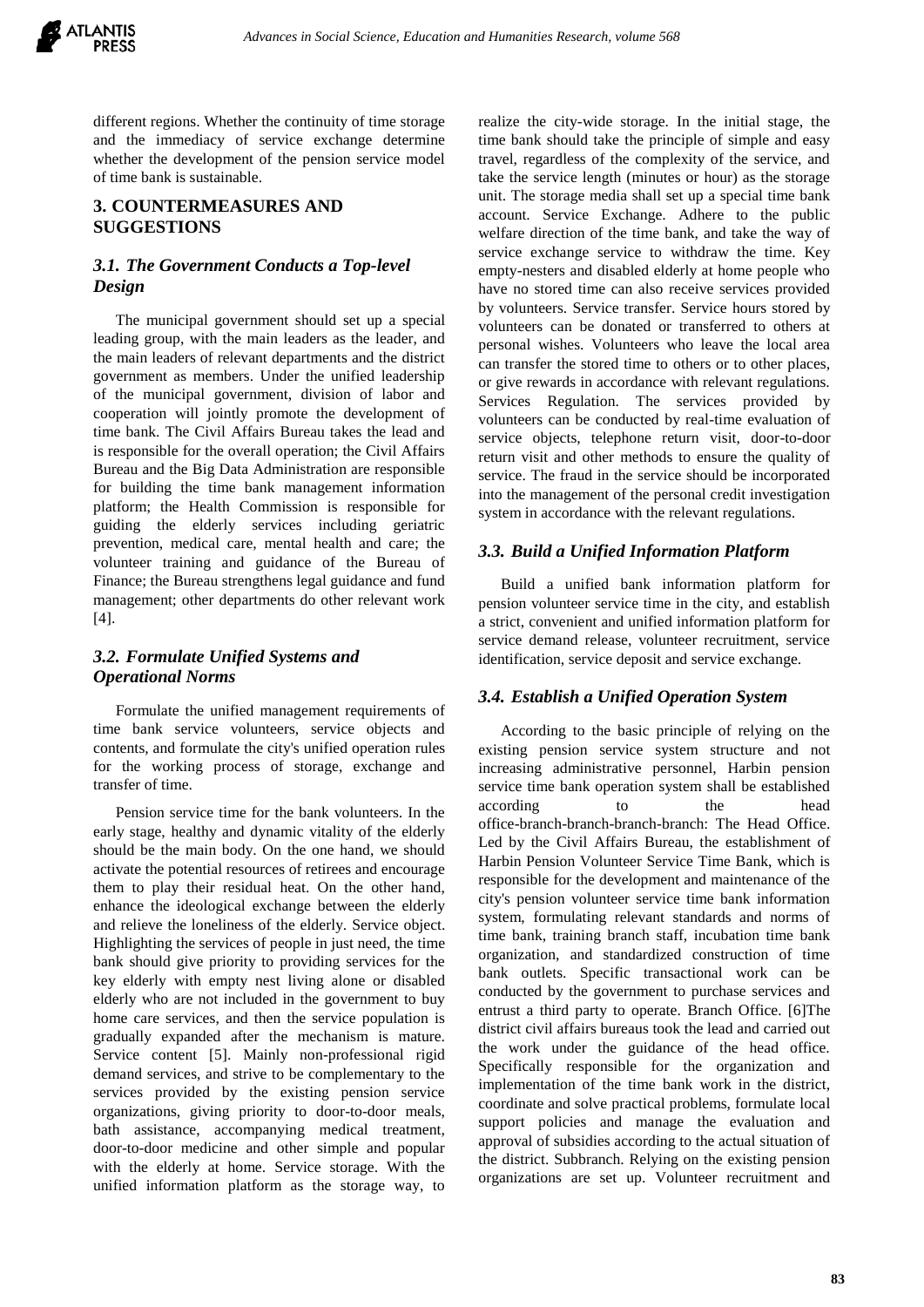different regions. Whether the continuity of time storage and the immediacy of service exchange determine whether the development of the pension service model of time bank is sustainable.

## 3. COUNTERMEASURES AND SUGGESTIONS

### *3.1. The Government Conducts a Top-level Design*

The municipal government should set up a special leading group, with the main leaders as the leader, and the main leaders of relevant departments and the district government as members. Under the unified leadership of the municipal government, division of labor and cooperation will jointly promote the development of time bank. The Civil Affairs Bureau takes the lead and is responsible for the overall operation; the Civil Affairs Bureau and the Big Data Administration are responsible for building the time bank management information platform; the Health Commission is responsible for guiding the elderly services including geriatric prevention, medical care, mental health and care; the volunteer training and guidance of the Bureau of Finance; the Bureau strengthens legal guidance and fund management; other departments do other relevant work [4].

### *3.2. Formulate Unified Systems and Operational Norms*

Formulate the unified management requirements of time bank service volunteers, service objects and contents, and formulate the city's unified operation rules for the working process of storage, exchange and transfer of time.

Pension service time for the bank volunteers. In the early stage, healthy and dynamic vitality of the elderly should be the main body. On the one hand, we should activate the potential resources of retirees and encourage them to play their residual heat. On the other hand, enhance the ideological exchange between the elderly and relieve the loneliness of the elderly. Service object. Highlighting the services of people in just need, the time bank should give priority to providing services for the key elderly with empty nest living alone or disabled elderly who are not included in the government to buy home care services, and then the service population is gradually expanded after the mechanism is mature. Service content [5]. Mainly non-professional rigid demand services, and strive to be complementary to the services provided by the existing pension service organizations, giving priority to door-to-door meals, bath assistance, accompanying medical treatment, door-to-door medicine and other simple and popular with the elderly at home. Service storage. With the unified information platform as the storage way, to realize the city-wide storage. In the initial stage, the time bank should take the principle of simple and easy travel, regardless of the complexity of the service, and take the service length (minutes or hour) as the storage unit. The storage media shall set up a special time bank account. Service Exchange. Adhere to the public welfare direction of the time bank, and take the way of service exchange service to withdraw the time. Key empty-nesters and disabled elderly at home people who have no stored time can also receive services provided by volunteers. Service transfer. Service hours stored by volunteers can be donated or transferred to others at personal wishes. Volunteers who leave the local area can transfer the stored time to others or to other places, or give rewards in accordance with relevant regulations. Services Regulation. The services provided by volunteers can be conducted by real-time evaluation of service objects, telephone return visit, door-to-door return visit and other methods to ensure the quality of service. The fraud in the service should be incorporated into the management of the personal credit investigation system in accordance with the relevant regulations.

### *3.3. Build a Unified Information Platform*

Build a unified bank information platform for pension volunteer service time in the city, and establish a strict, convenient and unified information platform for service demand release, volunteer recruitment, service identification, service deposit and service exchange.

### *3.4. Establish a Unified Operation System*

According to the basic principle of relying on the existing pension service system structure and not increasing administrative personnel, Harbin pension service time bank operation system shall be established according to the head office-branch-branch-branch-branch: The Head Office. Led by the Civil Affairs Bureau, the establishment of Harbin Pension Volunteer Service Time Bank, which is responsible for the development and maintenance of the city's pension volunteer service time bank information system, formulating relevant standards and norms of time bank, training branch staff, incubation time bank organization, and standardized construction of time bank outlets. Specific transactional work can be conducted by the government to purchase services and entrust a third party to operate. Branch Office. [6]The district civil affairs bureaus took the lead and carried out the work under the guidance of the head office. Specifically responsible for the organization and implementation of the time bank work in the district, coordinate and solve practical problems, formulate local support policies and manage the evaluation and approval of subsidies according to the actual situation of the district. Subbranch. Relying on the existing pension organizations are set up. Volunteer recruitment and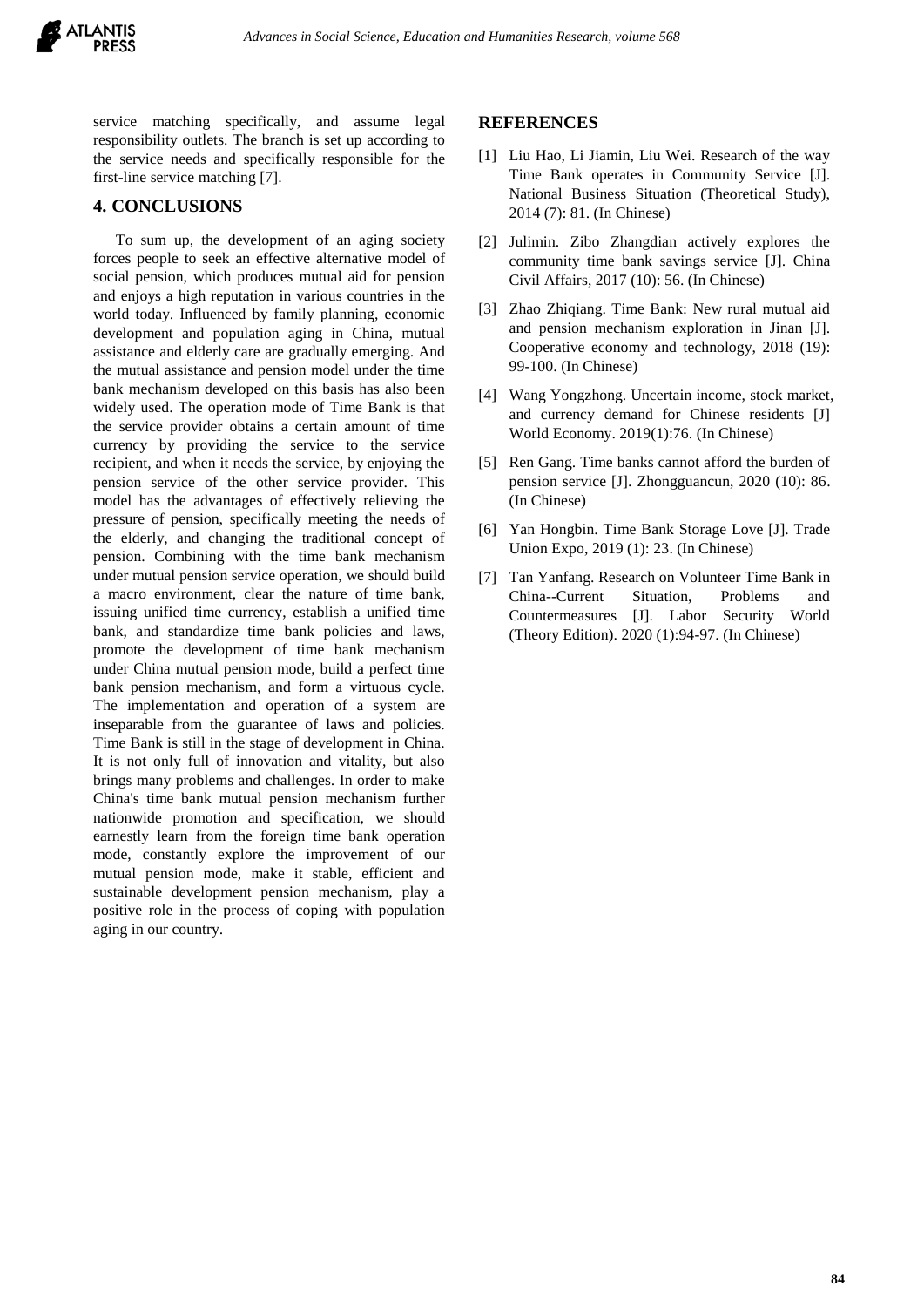service matching specifically, and assume legal responsibility outlets. The branch is set up according to the service needs and specifically responsible for the first-line service matching [7].

## 4. CONCLUSIONS

To sum up, the development of an aging society forces people to seek an effective alternative model of social pension, which produces mutual aid for pension and enjoys a high reputation in various countries in the world today. Influenced by family planning, economic development and population aging in China, mutual assistance and elderly care are gradually emerging. And the mutual assistance and pension model under the time bank mechanism developed on this basis has also been widely used. The operation mode of Time Bank is that the service provider obtains a certain amount of time currency by providing the service to the service recipient, and when it needs the service, by enjoying the pension service of the other service provider. This model has the advantages of effectively relieving the pressure of pension, specifically meeting the needs of the elderly, and changing the traditional concept of pension. Combining with the time bank mechanism under mutual pension service operation, we should build a macro environment, clear the nature of time bank, issuing unified time currency, establish a unified time bank, and standardize time bank policies and laws, promote the development of time bank mechanism under China mutual pension mode, build a perfect time bank pension mechanism, and form a virtuous cycle. The implementation and operation of a system are inseparable from the guarantee of laws and policies. Time Bank is still in the stage of development in China. It is not only full of innovation and vitality, but also brings many problems and challenges. In order to make China's time bank mutual pension mechanism further nationwide promotion and specification, we should earnestly learn from the foreign time bank operation mode, constantly explore the improvement of our mutual pension mode, make it stable, efficient and sustainable development pension mechanism, play a positive role in the process of coping with population aging in our country.

## REFERENCES

[1] Liu Hao, Li Jiamin, Liu Wei. Research of the way Time Bank operates in Community Service [J]. National Business Situation (Theoretical Study), 2014 (7): 81. (In Chinese)

[2] Julimin. Zibo Zhangdian actively explores the community time bank savings service [J]. China Civil Affairs, 2017 (10): 56. (In Chinese)

[3] Zhao Zhiqiang. Time Bank: New rural mutual aid and pension mechanism exploration in Jinan [J]. Cooperative economy and technology, 2018 (19): 99-100. (In Chinese)

[4] Wang Yongzhong. Uncertain income, stock market, and currency demand for Chinese residents [J] World Economy. 2019(1):76. (In Chinese)

[5] Ren Gang. Time banks cannot afford the burden of pension service [J]. Zhongguancun, 2020 (10): 86. (In Chinese)

[6] Yan Hongbin. Time Bank Storage Love [J]. Trade Union Expo, 2019 (1): 23. (In Chinese)

[7] Tan Yanfang. Research on Volunteer Time Bank in China--Current Situation, Problems and Countermeasures [J]. Labor Security World (Theory Edition). 2020 (1):94-97. (In Chinese)